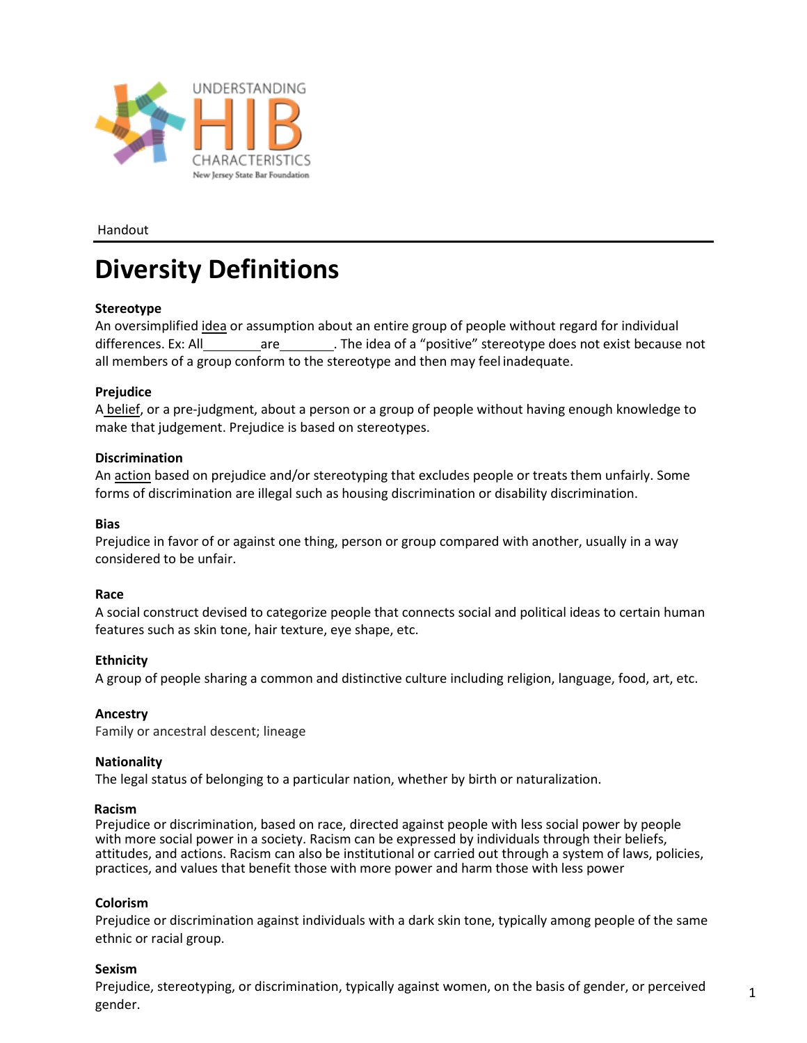UNDERSTANDING HIB CHARACTERISTICS

New Jersey State Bar Foundation

Handout

# Diversity Definitions

**Stereotype**
An oversimplified idea or assumption about an entire group of people without regard for individual differences. Ex: All________are________. The idea of a "positive" stereotype does not exist because not all members of a group conform to the stereotype and then may feel inadequate.

**Prejudice**
A belief, or a pre-judgment, about a person or a group of people without having enough knowledge to make that judgement. Prejudice is based on stereotypes.

**Discrimination**
An action based on prejudice and/or stereotyping that excludes people or treats them unfairly. Some forms of discrimination are illegal such as housing discrimination or disability discrimination.

**Bias**
Prejudice in favor of or against one thing, person or group compared with another, usually in a way considered to be unfair.

**Race**
A social construct devised to categorize people that connects social and political ideas to certain human features such as skin tone, hair texture, eye shape, etc.

**Ethnicity**
A group of people sharing a common and distinctive culture including religion, language, food, art, etc.

**Ancestry**
Family or ancestral descent; lineage

**Nationality**
The legal status of belonging to a particular nation, whether by birth or naturalization.

**Racism**
Prejudice or discrimination, based on race, directed against people with less social power by people with more social power in a society. Racism can be expressed by individuals through their beliefs, attitudes, and actions. Racism can also be institutional or carried out through a system of laws, policies, practices, and values that benefit those with more power and harm those with less power

**Colorism**
Prejudice or discrimination against individuals with a dark skin tone, typically among people of the same ethnic or racial group.

**Sexism**
Prejudice, stereotyping, or discrimination, typically against women, on the basis of gender, or perceived gender.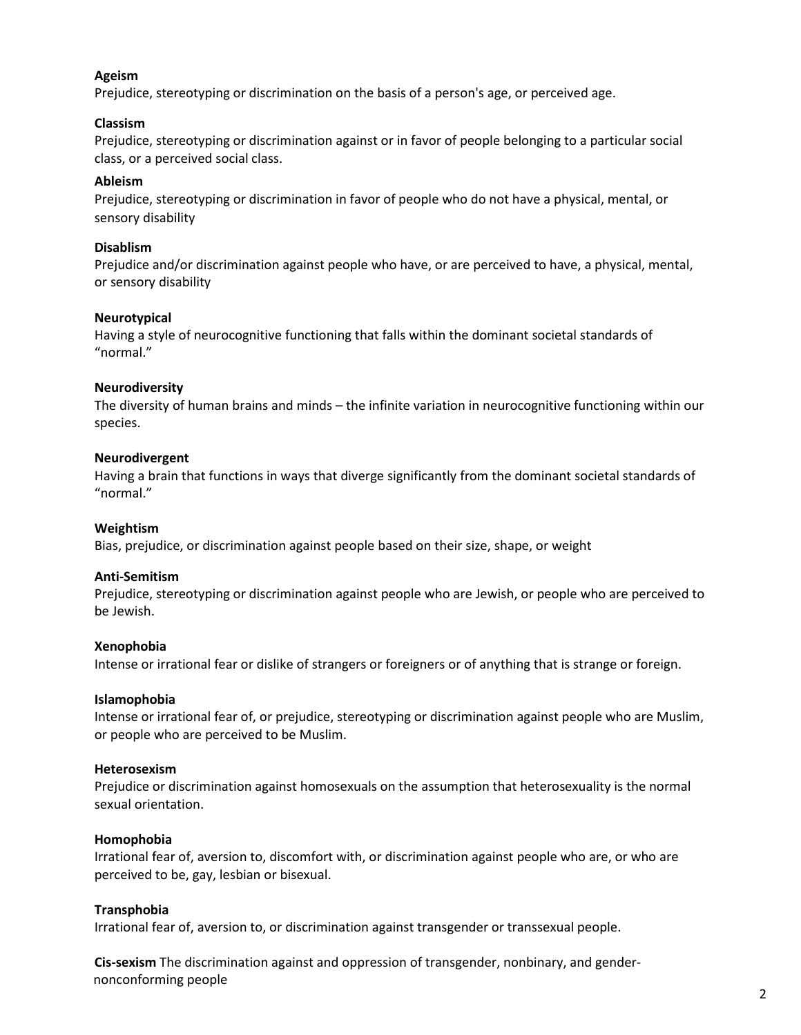**Ageism**
Prejudice, stereotyping or discrimination on the basis of a person's age, or perceived age.

**Classism**
Prejudice, stereotyping or discrimination against or in favor of people belonging to a particular social class, or a perceived social class.

**Ableism**
Prejudice, stereotyping or discrimination in favor of people who do not have a physical, mental, or sensory disability

**Disablism**
Prejudice and/or discrimination against people who have, or are perceived to have, a physical, mental, or sensory disability

**Neurotypical**
Having a style of neurocognitive functioning that falls within the dominant societal standards of "normal."

**Neurodiversity**
The diversity of human brains and minds – the infinite variation in neurocognitive functioning within our species.

**Neurodivergent**
Having a brain that functions in ways that diverge significantly from the dominant societal standards of "normal."

**Weightism**
Bias, prejudice, or discrimination against people based on their size, shape, or weight

**Anti-Semitism**
Prejudice, stereotyping or discrimination against people who are Jewish, or people who are perceived to be Jewish.

**Xenophobia**
Intense or irrational fear or dislike of strangers or foreigners or of anything that is strange or foreign.

**Islamophobia**
Intense or irrational fear of, or prejudice, stereotyping or discrimination against people who are Muslim, or people who are perceived to be Muslim.

**Heterosexism**
Prejudice or discrimination against homosexuals on the assumption that heterosexuality is the normal sexual orientation.

**Homophobia**
Irrational fear of, aversion to, discomfort with, or discrimination against people who are, or who are perceived to be, gay, lesbian or bisexual.

**Transphobia**
Irrational fear of, aversion to, or discrimination against transgender or transsexual people.

**Cis-sexism** The discrimination against and oppression of transgender, nonbinary, and gender-nonconforming people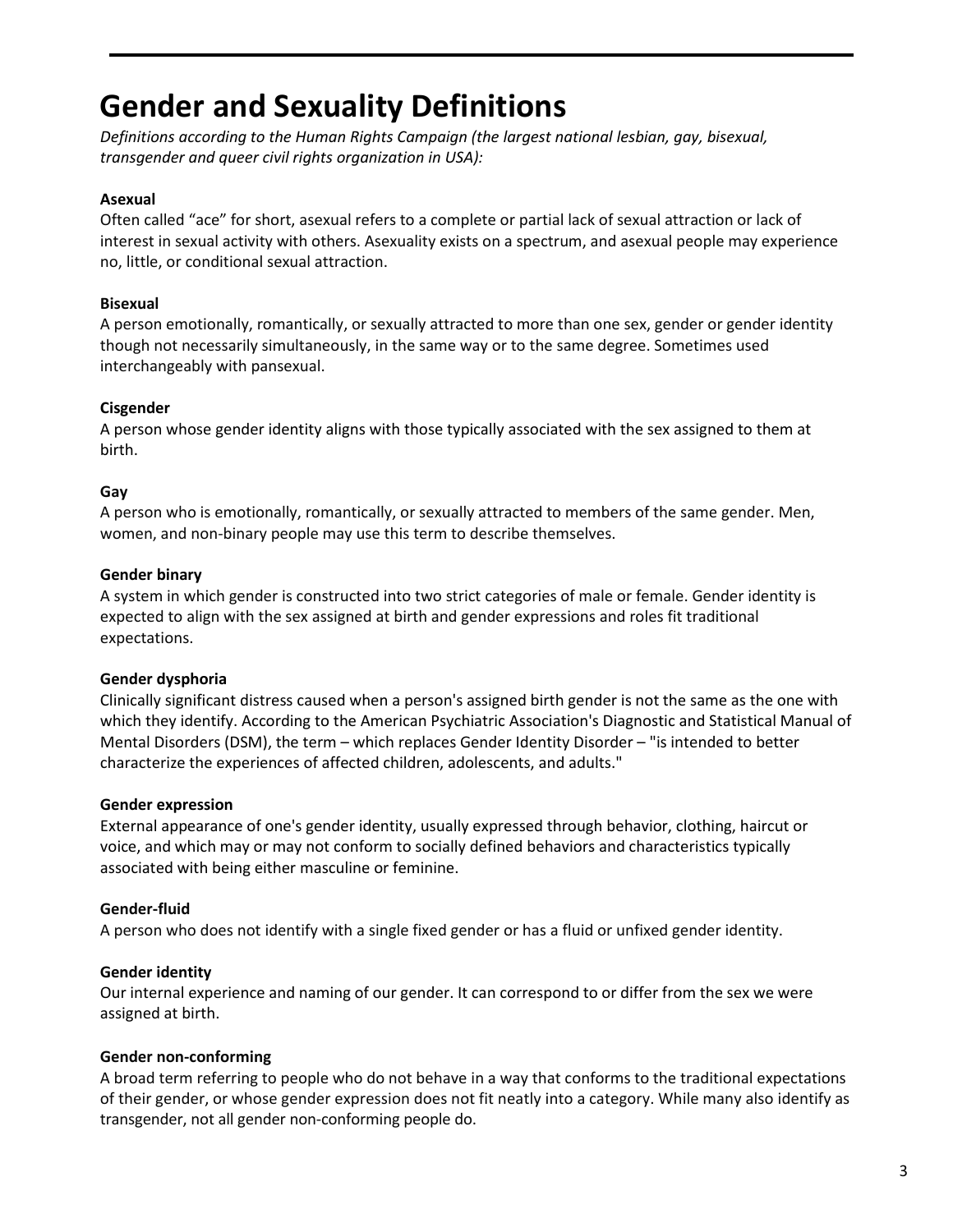# Gender and Sexuality Definitions

*Definitions according to the Human Rights Campaign (the largest national lesbian, gay, bisexual, transgender and queer civil rights organization in USA):*

**Asexual**
Often called “ace” for short, asexual refers to a complete or partial lack of sexual attraction or lack of interest in sexual activity with others. Asexuality exists on a spectrum, and asexual people may experience no, little, or conditional sexual attraction.

**Bisexual**
A person emotionally, romantically, or sexually attracted to more than one sex, gender or gender identity though not necessarily simultaneously, in the same way or to the same degree. Sometimes used interchangeably with pansexual.

**Cisgender**
A person whose gender identity aligns with those typically associated with the sex assigned to them at birth.

**Gay**
A person who is emotionally, romantically, or sexually attracted to members of the same gender. Men, women, and non-binary people may use this term to describe themselves.

**Gender binary**
A system in which gender is constructed into two strict categories of male or female. Gender identity is expected to align with the sex assigned at birth and gender expressions and roles fit traditional expectations.

**Gender dysphoria**
Clinically significant distress caused when a person's assigned birth gender is not the same as the one with which they identify. According to the American Psychiatric Association's Diagnostic and Statistical Manual of Mental Disorders (DSM), the term – which replaces Gender Identity Disorder – "is intended to better characterize the experiences of affected children, adolescents, and adults."

**Gender expression**
External appearance of one's gender identity, usually expressed through behavior, clothing, haircut or voice, and which may or may not conform to socially defined behaviors and characteristics typically associated with being either masculine or feminine.

**Gender-fluid**
A person who does not identify with a single fixed gender or has a fluid or unfixed gender identity.

**Gender identity**
Our internal experience and naming of our gender. It can correspond to or differ from the sex we were assigned at birth.

**Gender non-conforming**
A broad term referring to people who do not behave in a way that conforms to the traditional expectations of their gender, or whose gender expression does not fit neatly into a category. While many also identify as transgender, not all gender non-conforming people do.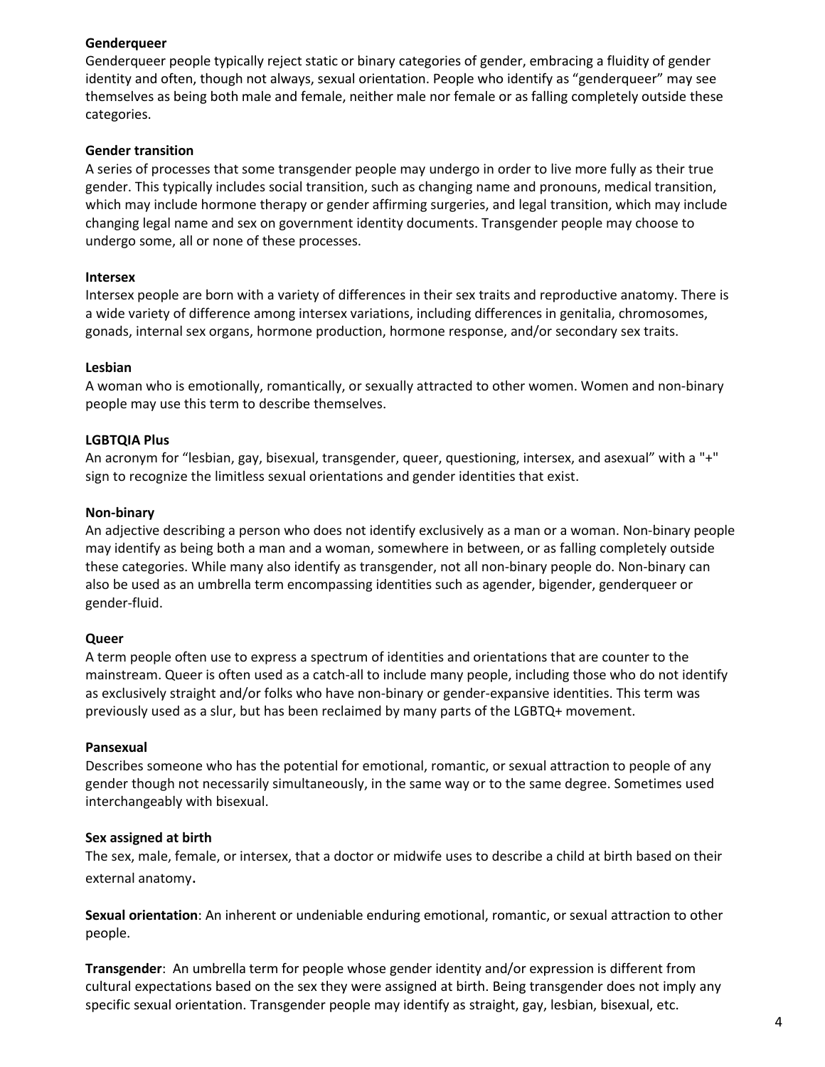**Genderqueer**
Genderqueer people typically reject static or binary categories of gender, embracing a fluidity of gender identity and often, though not always, sexual orientation. People who identify as "genderqueer" may see themselves as being both male and female, neither male nor female or as falling completely outside these categories.

**Gender transition**
A series of processes that some transgender people may undergo in order to live more fully as their true gender. This typically includes social transition, such as changing name and pronouns, medical transition, which may include hormone therapy or gender affirming surgeries, and legal transition, which may include changing legal name and sex on government identity documents. Transgender people may choose to undergo some, all or none of these processes.

**Intersex**
Intersex people are born with a variety of differences in their sex traits and reproductive anatomy. There is a wide variety of difference among intersex variations, including differences in genitalia, chromosomes, gonads, internal sex organs, hormone production, hormone response, and/or secondary sex traits.

**Lesbian**
A woman who is emotionally, romantically, or sexually attracted to other women. Women and non-binary people may use this term to describe themselves.

**LGBTQIA Plus**
An acronym for "lesbian, gay, bisexual, transgender, queer, questioning, intersex, and asexual" with a "+" sign to recognize the limitless sexual orientations and gender identities that exist.

**Non-binary**
An adjective describing a person who does not identify exclusively as a man or a woman. Non-binary people may identify as being both a man and a woman, somewhere in between, or as falling completely outside these categories. While many also identify as transgender, not all non-binary people do. Non-binary can also be used as an umbrella term encompassing identities such as agender, bigender, genderqueer or gender-fluid.

**Queer**
A term people often use to express a spectrum of identities and orientations that are counter to the mainstream. Queer is often used as a catch-all to include many people, including those who do not identify as exclusively straight and/or folks who have non-binary or gender-expansive identities. This term was previously used as a slur, but has been reclaimed by many parts of the LGBTQ+ movement.

**Pansexual**
Describes someone who has the potential for emotional, romantic, or sexual attraction to people of any gender though not necessarily simultaneously, in the same way or to the same degree. Sometimes used interchangeably with bisexual.

**Sex assigned at birth**
The sex, male, female, or intersex, that a doctor or midwife uses to describe a child at birth based on their external anatomy.

**Sexual orientation**: An inherent or undeniable enduring emotional, romantic, or sexual attraction to other people.

**Transgender**: An umbrella term for people whose gender identity and/or expression is different from cultural expectations based on the sex they were assigned at birth. Being transgender does not imply any specific sexual orientation. Transgender people may identify as straight, gay, lesbian, bisexual, etc.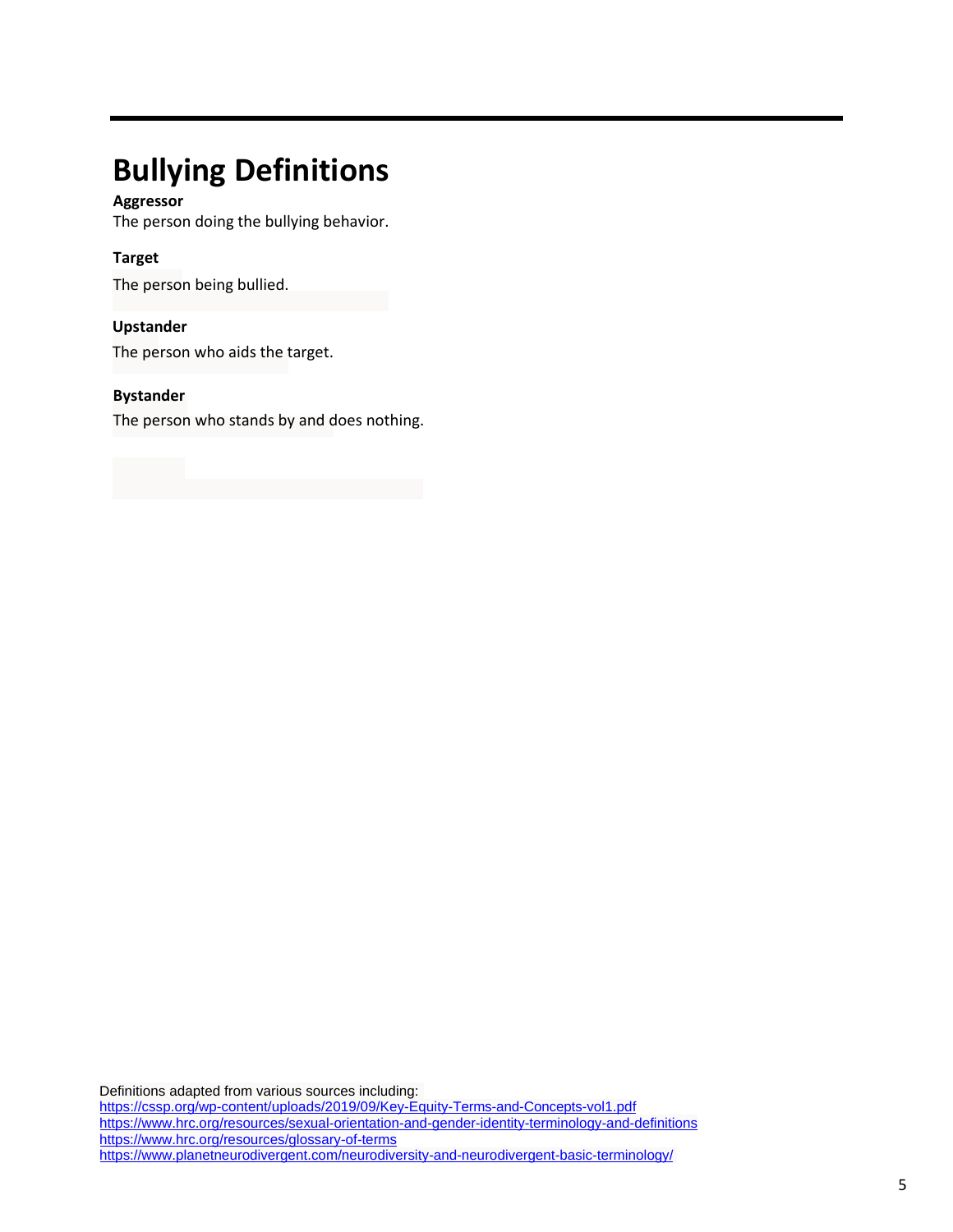# Bullying Definitions

**Aggressor**
The person doing the bullying behavior.

**Target**
The person being bullied.

**Upstander**
The person who aids the target.

**Bystander**
The person who stands by and does nothing.

Definitions adapted from various sources including:
https://cssp.org/wp-content/uploads/2019/09/Key-Equity-Terms-and-Concepts-vol1.pdf
https://www.hrc.org/resources/sexual-orientation-and-gender-identity-terminology-and-definitions
https://www.hrc.org/resources/glossary-of-terms
https://www.planetneurodivergent.com/neurodiversity-and-neurodivergent-basic-terminology/